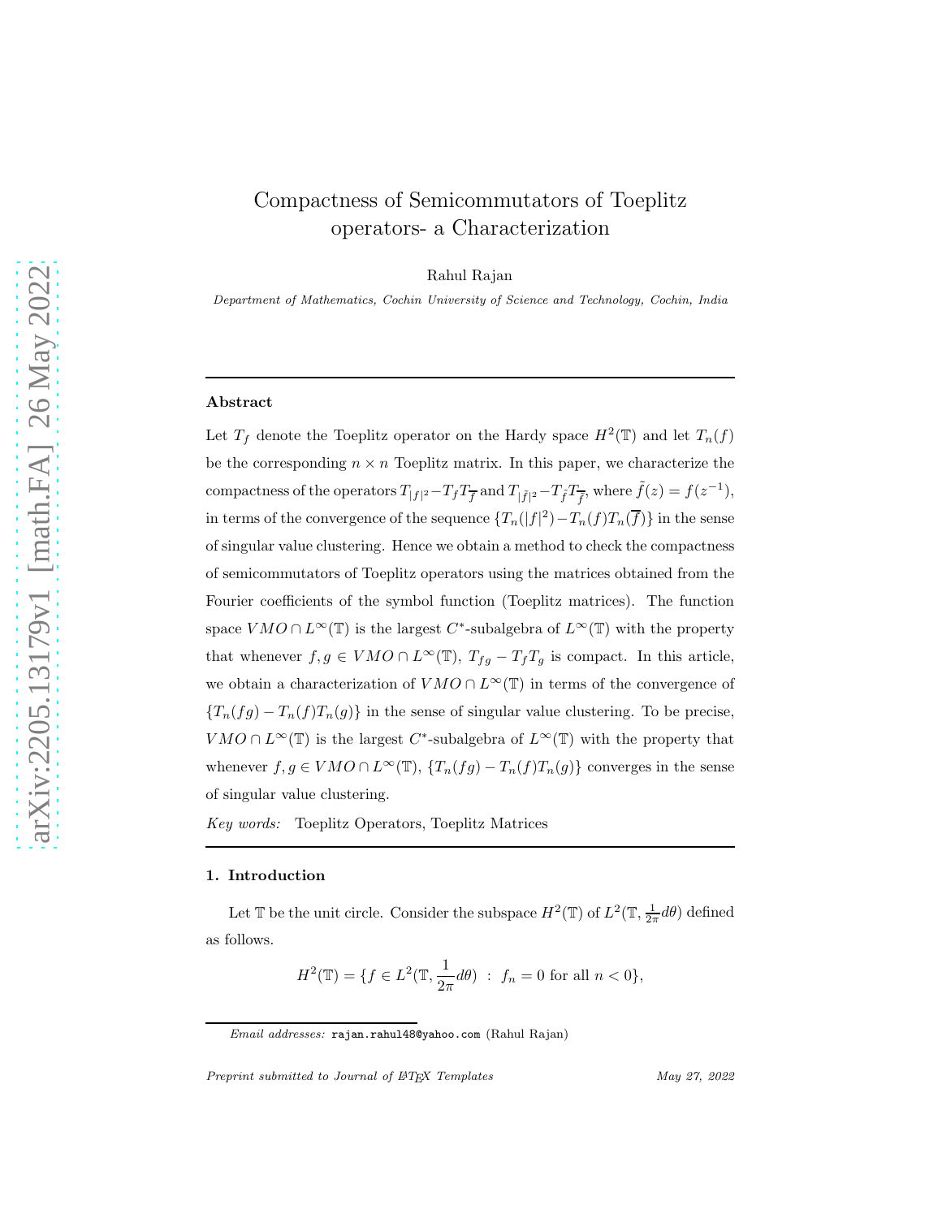# Compactness of Semicommutators of Toeplitz operators- a Characterization

Rahul Rajan

*Department of Mathematics, Cochin University of Science and Technology, Cochin, India*

---

### Abstract

Let $T_f$ denote the Toeplitz operator on the Hardy space $H^2(\mathbb{T})$ and let $T_n(f)$ be the corresponding $n \times n$ Toeplitz matrix. In this paper, we characterize the compactness of the operators $T_{|f|^2} - T_f T_{\overline{f}}$ and $T_{|\tilde{f}|^2} - T_{\tilde{f}} T_{\overline{\tilde{f}}}$, where $\tilde{f}(z) = f(z^{-1})$, in terms of the convergence of the sequence $\{T_n(|f|^2) - T_n(f)T_n(\overline{f})\}$ in the sense of singular value clustering. Hence we obtain a method to check the compactness of semicommutators of Toeplitz operators using the matrices obtained from the Fourier coefficients of the symbol function (Toeplitz matrices). The function space $VMO \cap L^\infty(\mathbb{T})$ is the largest $C^*$-subalgebra of $L^\infty(\mathbb{T})$ with the property that whenever $f, g \in VMO \cap L^\infty(\mathbb{T})$, $T_{fg} - T_f T_g$ is compact. In this article, we obtain a characterization of $VMO \cap L^\infty(\mathbb{T})$ in terms of the convergence of $\{T_n(fg) - T_n(f)T_n(g)\}$ in the sense of singular value clustering. To be precise, $VMO \cap L^\infty(\mathbb{T})$ is the largest $C^*$-subalgebra of $L^\infty(\mathbb{T})$ with the property that whenever $f, g \in VMO \cap L^\infty(\mathbb{T})$, $\{T_n(fg) - T_n(f)T_n(g)\}$ converges in the sense of singular value clustering.

*Key words:* Toeplitz Operators, Toeplitz Matrices

---

## 1. Introduction

Let $\mathbb{T}$ be the unit circle. Consider the subspace $H^2(\mathbb{T})$ of $L^2(\mathbb{T}, \frac{1}{2\pi}d\theta)$ defined as follows.

$$H^2(\mathbb{T}) = \{f \in L^2(\mathbb{T}, \frac{1}{2\pi}d\theta) \ : \ f_n = 0 \text{ for all } n < 0\},$$

*Email addresses:* rajan.rahul48@yahoo.com (Rahul Rajan)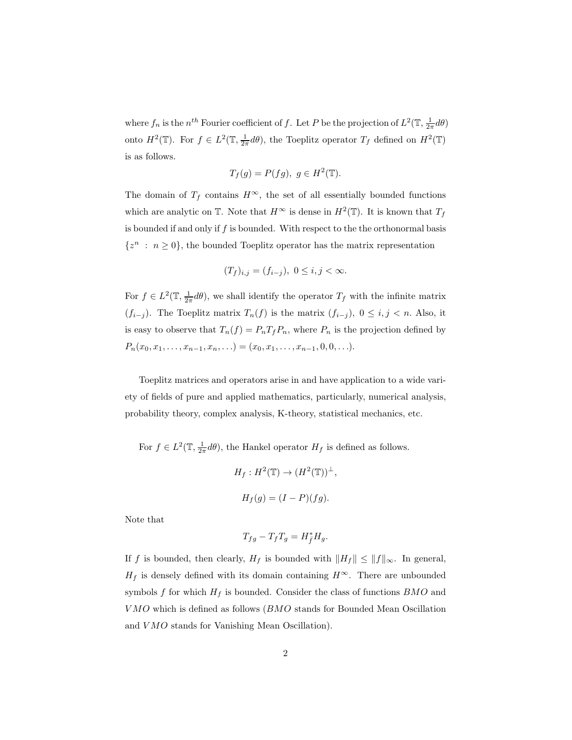where $f_n$ is the $n^{th}$ Fourier coefficient of $f$. Let $P$ be the projection of $L^2(\mathbb{T}, \frac{1}{2\pi}d\theta)$ onto $H^2(\mathbb{T})$. For $f \in L^2(\mathbb{T}, \frac{1}{2\pi}d\theta)$, the Toeplitz operator $T_f$ defined on $H^2(\mathbb{T})$ is as follows.

$$T_f(g) = P(fg), \; g \in H^2(\mathbb{T}).$$

The domain of $T_f$ contains $H^\infty$, the set of all essentially bounded functions which are analytic on $\mathbb{T}$. Note that $H^\infty$ is dense in $H^2(\mathbb{T})$. It is known that $T_f$ is bounded if and only if $f$ is bounded. With respect to the the orthonormal basis $\{z^n \; : \; n \geq 0\}$, the bounded Toeplitz operator has the matrix representation

$$(T_f)_{i,j} = (f_{i-j}), \; 0 \leq i, j < \infty.$$

For $f \in L^2(\mathbb{T}, \frac{1}{2\pi}d\theta)$, we shall identify the operator $T_f$ with the infinite matrix $(f_{i-j})$. The Toeplitz matrix $T_n(f)$ is the matrix $(f_{i-j}), \; 0 \leq i, j < n$. Also, it is easy to observe that $T_n(f) = P_n T_f P_n$, where $P_n$ is the projection defined by $P_n(x_0, x_1, \ldots, x_{n-1}, x_n, \ldots) = (x_0, x_1, \ldots, x_{n-1}, 0, 0, \ldots)$.

Toeplitz matrices and operators arise in and have application to a wide variety of fields of pure and applied mathematics, particularly, numerical analysis, probability theory, complex analysis, K-theory, statistical mechanics, etc.

For $f \in L^2(\mathbb{T}, \frac{1}{2\pi}d\theta)$, the Hankel operator $H_f$ is defined as follows.

$$H_f : H^2(\mathbb{T}) \to (H^2(\mathbb{T}))^\perp,$$

$$H_f(g) = (I - P)(fg).$$

Note that

$$T_{fg} - T_f T_g = H_{\bar{f}}^* H_g.$$

If $f$ is bounded, then clearly, $H_f$ is bounded with $\|H_f\| \leq \|f\|_\infty$. In general, $H_f$ is densely defined with its domain containing $H^\infty$. There are unbounded symbols $f$ for which $H_f$ is bounded. Consider the class of functions $BMO$ and $VMO$ which is defined as follows ($BMO$ stands for Bounded Mean Oscillation and $VMO$ stands for Vanishing Mean Oscillation).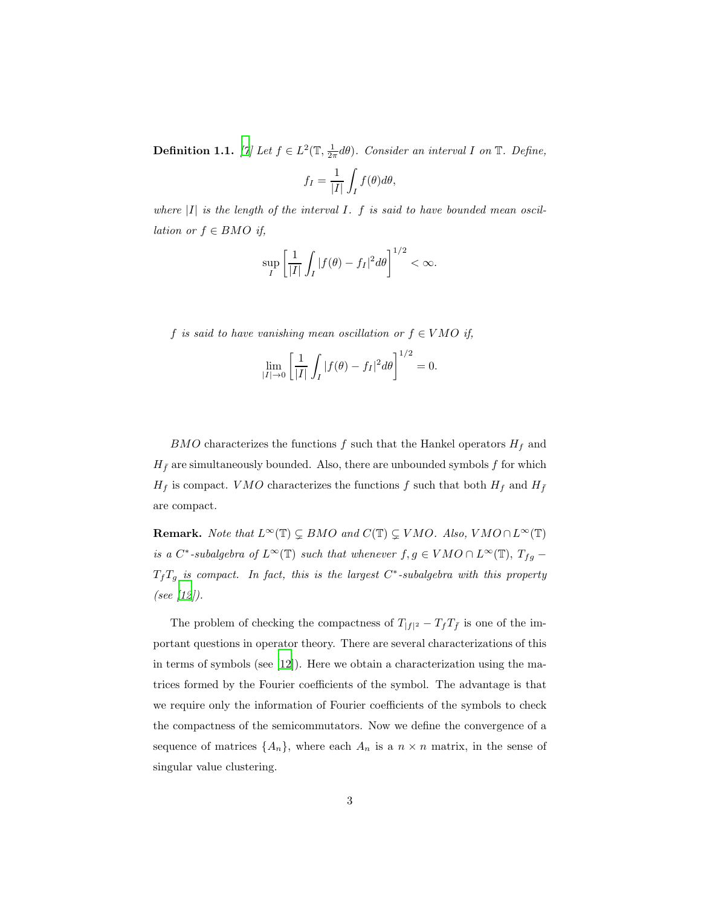**Definition 1.1.** [?] *Let $f \in L^2(\mathbb{T}, \frac{1}{2\pi}d\theta)$. Consider an interval $I$ on $\mathbb{T}$. Define,*

$$f_I = \frac{1}{|I|}\int_I f(\theta)d\theta,$$

*where $|I|$ is the length of the interval $I$. $f$ is said to have bounded mean oscillation or $f \in BMO$ if,*

$$\sup_I \left[\frac{1}{|I|}\int_I |f(\theta) - f_I|^2 d\theta\right]^{1/2} < \infty.$$

*$f$ is said to have vanishing mean oscillation or $f \in VMO$ if,*

$$\lim_{|I|\to 0}\left[\frac{1}{|I|}\int_I |f(\theta) - f_I|^2 d\theta\right]^{1/2} = 0.$$

$BMO$ characterizes the functions $f$ such that the Hankel operators $H_f$ and $H_{\bar{f}}$ are simultaneously bounded. Also, there are unbounded symbols $f$ for which $H_f$ is compact. $VMO$ characterizes the functions $f$ such that both $H_f$ and $H_{\bar{f}}$ are compact.

**Remark.** *Note that $L^\infty(\mathbb{T}) \subsetneq BMO$ and $C(\mathbb{T}) \subsetneq VMO$. Also, $VMO \cap L^\infty(\mathbb{T})$ is a $C^*$-subalgebra of $L^\infty(\mathbb{T})$ such that whenever $f, g \in VMO \cap L^\infty(\mathbb{T})$, $T_{fg} - T_f T_g$ is compact. In fact, this is the largest $C^*$-subalgebra with this property (see [12]).*

The problem of checking the compactness of $T_{|f|^2} - T_f T_{\bar{f}}$ is one of the important questions in operator theory. There are several characterizations of this in terms of symbols (see [12]). Here we obtain a characterization using the matrices formed by the Fourier coefficients of the symbol. The advantage is that we require only the information of Fourier coefficients of the symbols to check the compactness of the semicommutators. Now we define the convergence of a sequence of matrices $\{A_n\}$, where each $A_n$ is a $n \times n$ matrix, in the sense of singular value clustering.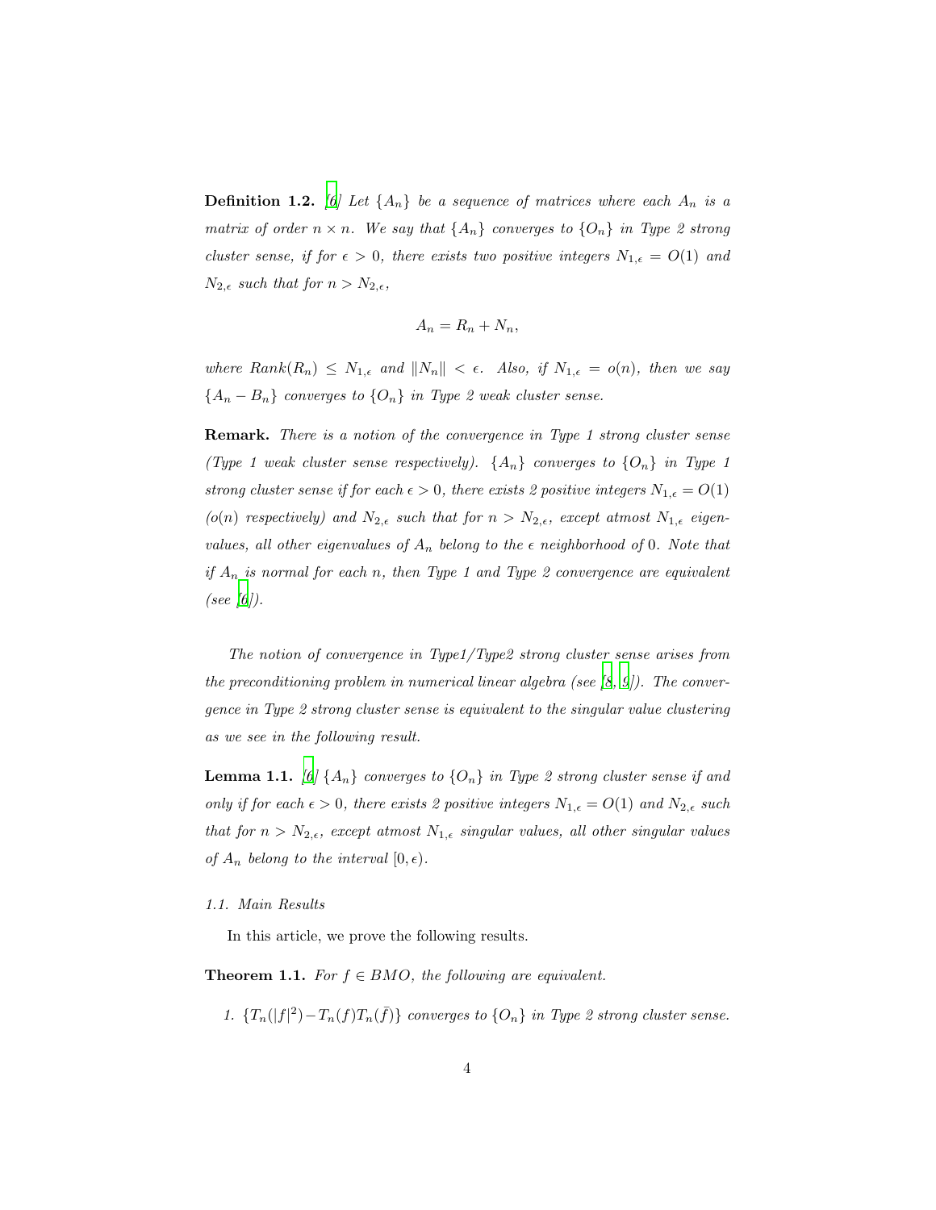**Definition 1.2.** [6] *Let $\{A_n\}$ be a sequence of matrices where each $A_n$ is a matrix of order $n \times n$. We say that $\{A_n\}$ converges to $\{O_n\}$ in Type 2 strong cluster sense, if for $\epsilon > 0$, there exists two positive integers $N_{1,\epsilon} = O(1)$ and $N_{2,\epsilon}$ such that for $n > N_{2,\epsilon}$,*

$$A_n = R_n + N_n,$$

*where $Rank(R_n) \leq N_{1,\epsilon}$ and $\|N_n\| < \epsilon$. Also, if $N_{1,\epsilon} = o(n)$, then we say $\{A_n - B_n\}$ converges to $\{O_n\}$ in Type 2 weak cluster sense.*

**Remark.** *There is a notion of the convergence in Type 1 strong cluster sense (Type 1 weak cluster sense respectively). $\{A_n\}$ converges to $\{O_n\}$ in Type 1 strong cluster sense if for each $\epsilon > 0$, there exists 2 positive integers $N_{1,\epsilon} = O(1)$ ($o(n)$ respectively) and $N_{2,\epsilon}$ such that for $n > N_{2,\epsilon}$, except atmost $N_{1,\epsilon}$ eigenvalues, all other eigenvalues of $A_n$ belong to the $\epsilon$ neighborhood of 0. Note that if $A_n$ is normal for each $n$, then Type 1 and Type 2 convergence are equivalent (see [6]).*

*The notion of convergence in Type1/Type2 strong cluster sense arises from the preconditioning problem in numerical linear algebra (see [8, 9]). The convergence in Type 2 strong cluster sense is equivalent to the singular value clustering as we see in the following result.*

**Lemma 1.1.** [6] *$\{A_n\}$ converges to $\{O_n\}$ in Type 2 strong cluster sense if and only if for each $\epsilon > 0$, there exists 2 positive integers $N_{1,\epsilon} = O(1)$ and $N_{2,\epsilon}$ such that for $n > N_{2,\epsilon}$, except atmost $N_{1,\epsilon}$ singular values, all other singular values of $A_n$ belong to the interval $[0, \epsilon)$.*

### *1.1. Main Results*

In this article, we prove the following results.

**Theorem 1.1.** *For $f \in BMO$, the following are equivalent.*

1. *$\{T_n(|f|^2) - T_n(f)T_n(\bar{f})\}$ converges to $\{O_n\}$ in Type 2 strong cluster sense.*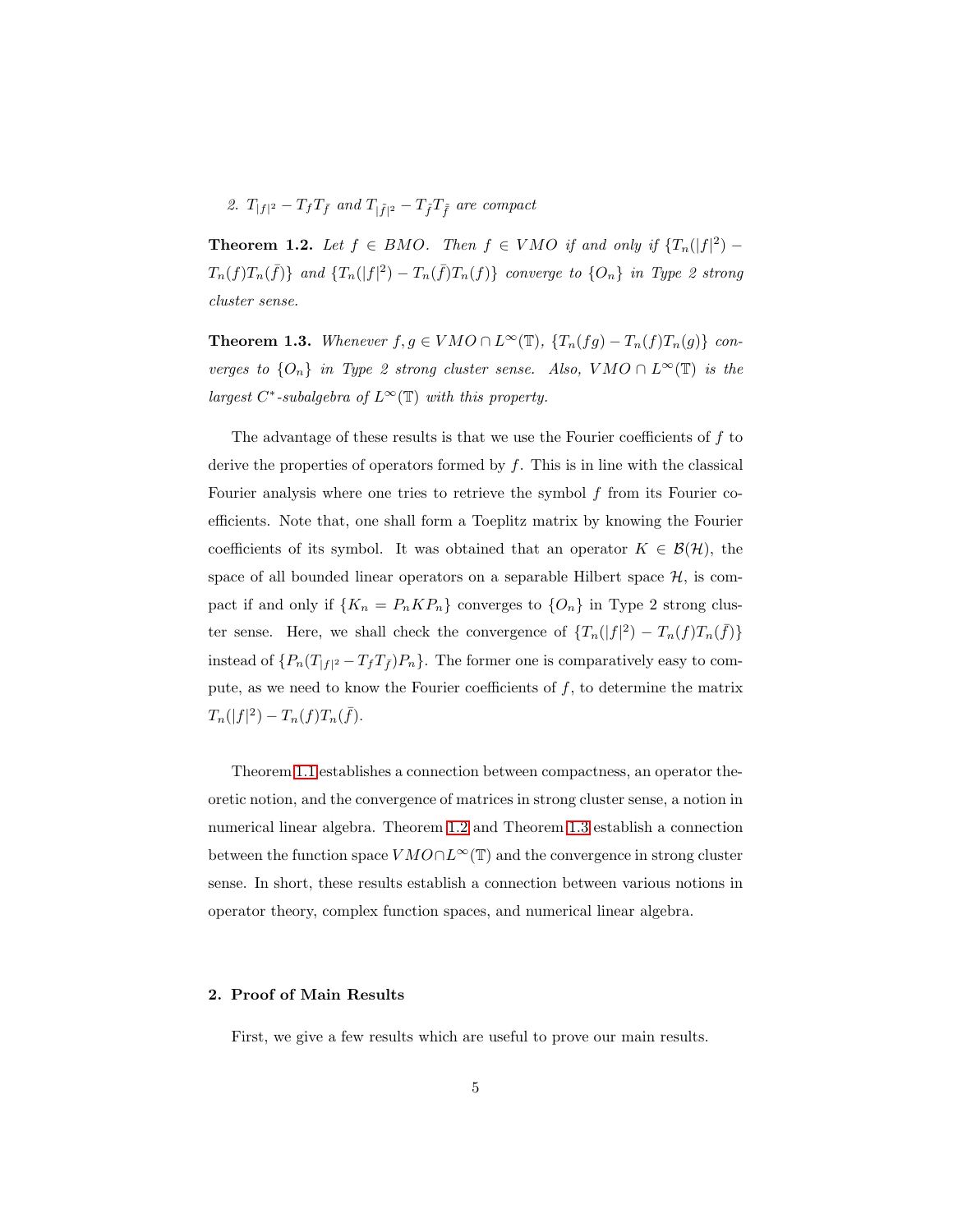*2. $T_{|f|^2} - T_f T_{\bar{f}}$ and $T_{|\tilde{f}|^2} - T_{\tilde{f}} T_{\bar{\tilde{f}}}$ are compact*

**Theorem 1.2.** *Let $f \in BMO$. Then $f \in VMO$ if and only if $\{T_n(|f|^2) - T_n(f)T_n(\bar{f})\}$ and $\{T_n(|f|^2) - T_n(\bar{f})T_n(f)\}$ converge to $\{O_n\}$ in Type 2 strong cluster sense.*

**Theorem 1.3.** *Whenever $f, g \in VMO \cap L^\infty(\mathbb{T})$, $\{T_n(fg) - T_n(f)T_n(g)\}$ converges to $\{O_n\}$ in Type 2 strong cluster sense. Also, $VMO \cap L^\infty(\mathbb{T})$ is the largest $C^*$-subalgebra of $L^\infty(\mathbb{T})$ with this property.*

The advantage of these results is that we use the Fourier coefficients of $f$ to derive the properties of operators formed by $f$. This is in line with the classical Fourier analysis where one tries to retrieve the symbol $f$ from its Fourier coefficients. Note that, one shall form a Toeplitz matrix by knowing the Fourier coefficients of its symbol. It was obtained that an operator $K \in \mathcal{B}(\mathcal{H})$, the space of all bounded linear operators on a separable Hilbert space $\mathcal{H}$, is compact if and only if $\{K_n = P_n K P_n\}$ converges to $\{O_n\}$ in Type 2 strong cluster sense. Here, we shall check the convergence of $\{T_n(|f|^2) - T_n(f)T_n(\bar{f})\}$ instead of $\{P_n(T_{|f|^2} - T_f T_{\bar{f}})P_n\}$. The former one is comparatively easy to compute, as we need to know the Fourier coefficients of $f$, to determine the matrix $T_n(|f|^2) - T_n(f)T_n(\bar{f})$.

Theorem 1.1 establishes a connection between compactness, an operator theoretic notion, and the convergence of matrices in strong cluster sense, a notion in numerical linear algebra. Theorem 1.2 and Theorem 1.3 establish a connection between the function space $VMO \cap L^\infty(\mathbb{T})$ and the convergence in strong cluster sense. In short, these results establish a connection between various notions in operator theory, complex function spaces, and numerical linear algebra.

## 2. Proof of Main Results

First, we give a few results which are useful to prove our main results.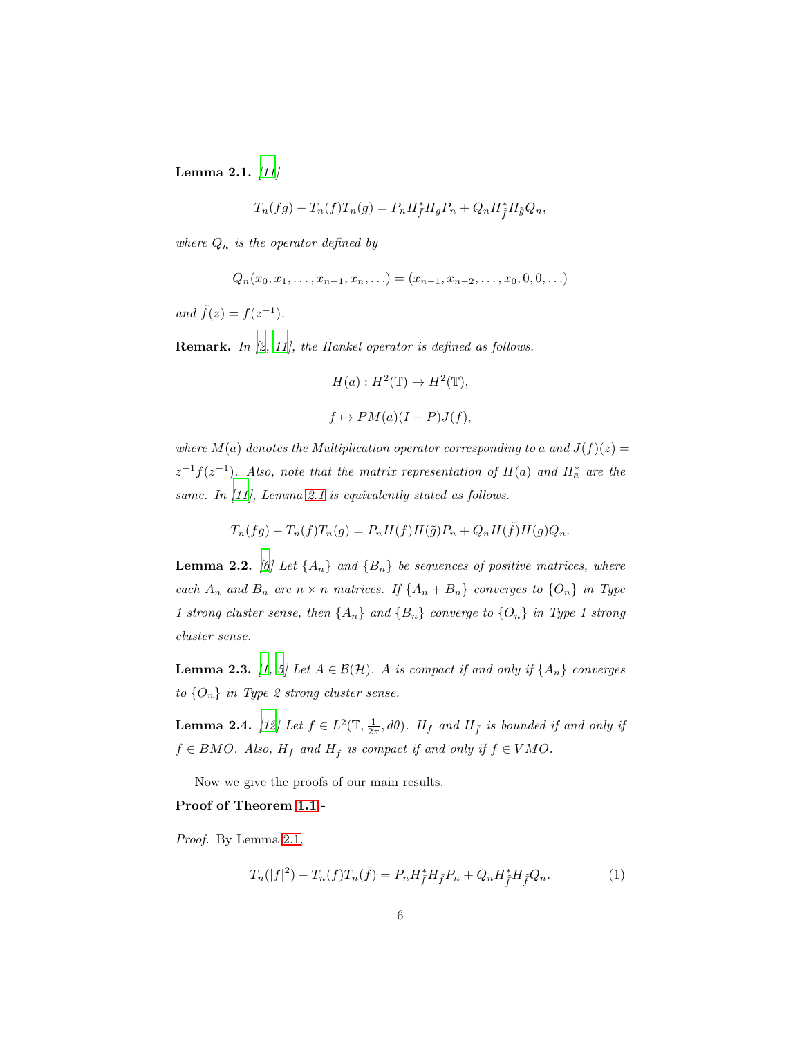**Lemma 2.1.** *[11]*

$$T_n(fg) - T_n(f)T_n(g) = P_n H^*_{\bar{f}} H_g P_n + Q_n H^*_{\tilde{\bar{f}}} H_{\tilde{g}} Q_n,$$

*where $Q_n$ is the operator defined by*

$$Q_n(x_0, x_1, \ldots, x_{n-1}, x_n, \ldots) = (x_{n-1}, x_{n-2}, \ldots, x_0, 0, 0, \ldots)$$

*and $\tilde{f}(z) = f(z^{-1})$.*

**Remark.** *In [2, 11], the Hankel operator is defined as follows.*

$$H(a) : H^2(\mathbb{T}) \to H^2(\mathbb{T}),$$

$$f \mapsto PM(a)(I-P)J(f),$$

*where $M(a)$ denotes the Multiplication operator corresponding to $a$ and $J(f)(z) = z^{-1}f(z^{-1})$. Also, note that the matrix representation of $H(a)$ and $H^*_{\bar{a}}$ are the same. In [11], Lemma 2.1 is equivalently stated as follows.*

$$T_n(fg) - T_n(f)T_n(g) = P_n H(f) H(\tilde{g}) P_n + Q_n H(\tilde{f}) H(g) Q_n.$$

**Lemma 2.2.** *[6] Let $\{A_n\}$ and $\{B_n\}$ be sequences of positive matrices, where each $A_n$ and $B_n$ are $n \times n$ matrices. If $\{A_n + B_n\}$ converges to $\{O_n\}$ in Type 1 strong cluster sense, then $\{A_n\}$ and $\{B_n\}$ converge to $\{O_n\}$ in Type 1 strong cluster sense.*

**Lemma 2.3.** *[1, 5] Let $A \in \mathcal{B}(\mathcal{H})$. $A$ is compact if and only if $\{A_n\}$ converges to $\{O_n\}$ in Type 2 strong cluster sense.*

**Lemma 2.4.** *[12] Let $f \in L^2(\mathbb{T}, \frac{1}{2\pi}, d\theta)$. $H_f$ and $H_{\bar{f}}$ is bounded if and only if $f \in BMO$. Also, $H_f$ and $H_{\bar{f}}$ is compact if and only if $f \in VMO$.*

Now we give the proofs of our main results.

**Proof of Theorem 1.1:-**

*Proof.* By Lemma 2.1,

$$T_n(|f|^2) - T_n(f)T_n(\bar{f}) = P_n H^*_{\bar{f}} H_{\bar{f}} P_n + Q_n H^*_{\tilde{\bar{f}}} H_{\tilde{\bar{f}}} Q_n. \tag{1}$$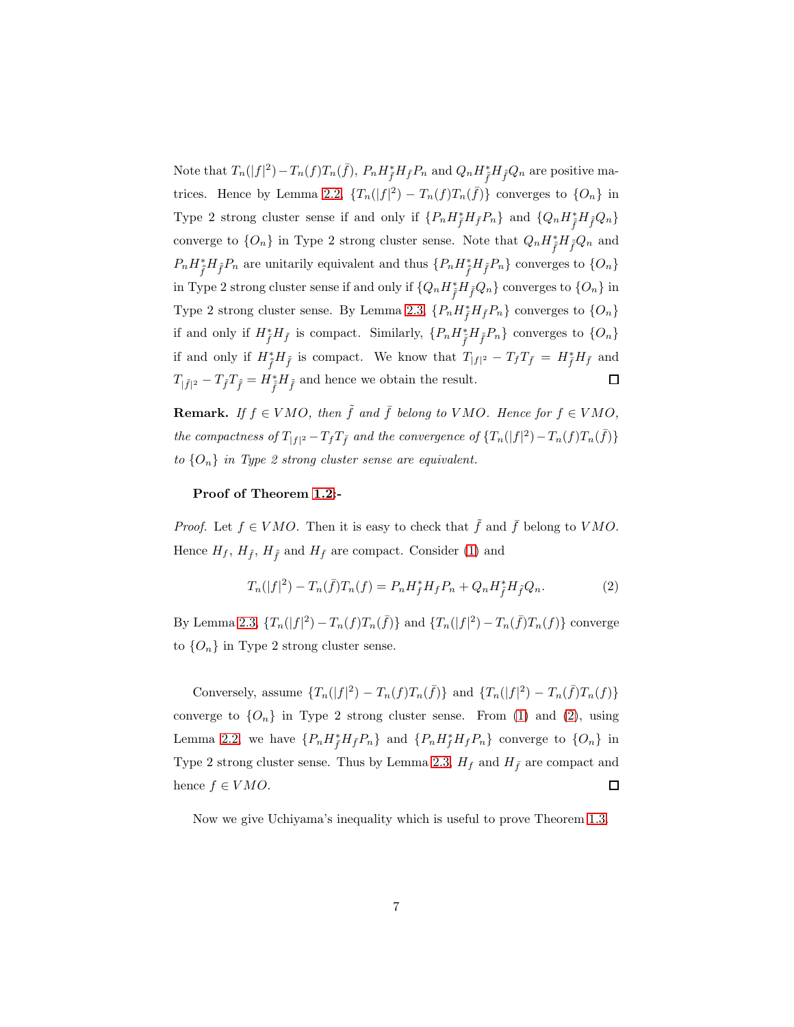Note that $T_n(|f|^2)-T_n(f)T_n(\bar{f})$, $P_nH^*_{\bar{f}}H_{\bar{f}}P_n$ and $Q_nH^*_{\tilde{\bar{f}}}H_{\tilde{\bar{f}}}Q_n$ are positive matrices. Hence by Lemma 2.2, $\{T_n(|f|^2)-T_n(f)T_n(\bar{f})\}$ converges to $\{O_n\}$ in Type 2 strong cluster sense if and only if $\{P_nH^*_{\bar{f}}H_{\bar{f}}P_n\}$ and $\{Q_nH^*_{\tilde{\bar{f}}}H_{\tilde{\bar{f}}}Q_n\}$ converge to $\{O_n\}$ in Type 2 strong cluster sense. Note that $Q_nH^*_{\tilde{\bar{f}}}H_{\tilde{\bar{f}}}Q_n$ and $P_nH^*_{\tilde{\bar{f}}}H_{\tilde{\bar{f}}}P_n$ are unitarily equivalent and thus $\{P_nH^*_{\tilde{\bar{f}}}H_{\tilde{\bar{f}}}P_n\}$ converges to $\{O_n\}$ in Type 2 strong cluster sense if and only if $\{Q_nH^*_{\tilde{\bar{f}}}H_{\tilde{\bar{f}}}Q_n\}$ converges to $\{O_n\}$ in Type 2 strong cluster sense. By Lemma 2.3, $\{P_nH^*_{\bar{f}}H_{\bar{f}}P_n\}$ converges to $\{O_n\}$ if and only if $H^*_{\bar{f}}H_{\bar{f}}$ is compact. Similarly, $\{P_nH^*_{\tilde{\bar{f}}}H_{\tilde{\bar{f}}}P_n\}$ converges to $\{O_n\}$ if and only if $H^*_{\tilde{\bar{f}}}H_{\tilde{\bar{f}}}$ is compact. We know that $T_{|f|^2}-T_fT_{\bar{f}} = H^*_{\bar{f}}H_{\bar{f}}$ and $T_{|\tilde{f}|^2}-T_{\tilde{f}}T_{\tilde{\bar{f}}} = H^*_{\tilde{\bar{f}}}H_{\tilde{\bar{f}}}$ and hence we obtain the result. $\square$

**Remark.** *If $f\in VMO$, then $\tilde{f}$ and $\bar{f}$ belong to $VMO$. Hence for $f\in VMO$, the compactness of $T_{|f|^2}-T_fT_{\bar{f}}$ and the convergence of $\{T_n(|f|^2)-T_n(f)T_n(\bar{f})\}$ to $\{O_n\}$ in Type 2 strong cluster sense are equivalent.*

**Proof of Theorem 1.2:-**

*Proof.* Let $f\in VMO$. Then it is easy to check that $\tilde{f}$ and $\bar{f}$ belong to $VMO$. Hence $H_f$, $H_{\tilde{f}}$, $H_{\tilde{\bar{f}}}$ and $H_{\bar{f}}$ are compact. Consider (1) and

$$T_n(|f|^2)-T_n(\bar{f})T_n(f) = P_nH^*_fH_fP_n + Q_nH^*_{\tilde{f}}H_{\tilde{f}}Q_n. \tag{2}$$

By Lemma 2.3, $\{T_n(|f|^2)-T_n(f)T_n(\bar{f})\}$ and $\{T_n(|f|^2)-T_n(\bar{f})T_n(f)\}$ converge to $\{O_n\}$ in Type 2 strong cluster sense.

Conversely, assume $\{T_n(|f|^2)-T_n(f)T_n(\bar{f})\}$ and $\{T_n(|f|^2)-T_n(\bar{f})T_n(f)\}$ converge to $\{O_n\}$ in Type 2 strong cluster sense. From (1) and (2), using Lemma 2.2, we have $\{P_nH^*_{\bar{f}}H_{\bar{f}}P_n\}$ and $\{P_nH^*_fH_fP_n\}$ converge to $\{O_n\}$ in Type 2 strong cluster sense. Thus by Lemma 2.3, $H_f$ and $H_{\bar{f}}$ are compact and hence $f\in VMO$. $\square$

Now we give Uchiyama's inequality which is useful to prove Theorem 1.3.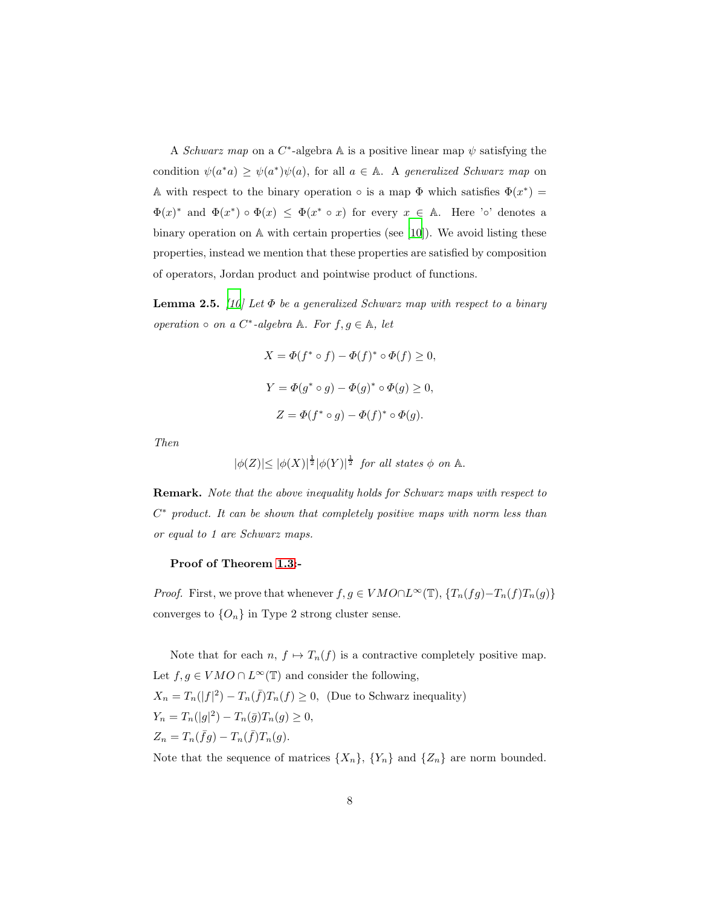A *Schwarz map* on a $C^*$-algebra $\mathbb{A}$ is a positive linear map $\psi$ satisfying the condition $\psi(a^*a) \geq \psi(a^*)\psi(a)$, for all $a \in \mathbb{A}$. A *generalized Schwarz map* on $\mathbb{A}$ with respect to the binary operation $\circ$ is a map $\Phi$ which satisfies $\Phi(x^*) = \Phi(x)^*$ and $\Phi(x^*) \circ \Phi(x) \leq \Phi(x^* \circ x)$ for every $x \in \mathbb{A}$. Here '$\circ$' denotes a binary operation on $\mathbb{A}$ with certain properties (see [10]). We avoid listing these properties, instead we mention that these properties are satisfied by composition of operators, Jordan product and pointwise product of functions.

**Lemma 2.5.** *[10] Let $\Phi$ be a generalized Schwarz map with respect to a binary operation $\circ$ on a $C^*$-algebra $\mathbb{A}$. For $f, g \in \mathbb{A}$, let*

$$X = \Phi(f^* \circ f) - \Phi(f)^* \circ \Phi(f) \geq 0,$$

$$Y = \Phi(g^* \circ g) - \Phi(g)^* \circ \Phi(g) \geq 0,$$

$$Z = \Phi(f^* \circ g) - \Phi(f)^* \circ \Phi(g).$$

*Then*

$$|\phi(Z)| \leq |\phi(X)|^{\frac{1}{2}} |\phi(Y)|^{\frac{1}{2}} \text{ for all states } \phi \text{ on } \mathbb{A}.$$

**Remark.** *Note that the above inequality holds for Schwarz maps with respect to $C^*$ product. It can be shown that completely positive maps with norm less than or equal to 1 are Schwarz maps.*

**Proof of Theorem 1.3:-**

*Proof.* First, we prove that whenever $f, g \in VMO \cap L^\infty(\mathbb{T})$, $\{T_n(fg) - T_n(f)T_n(g)\}$ converges to $\{O_n\}$ in Type 2 strong cluster sense.

Note that for each $n$, $f \mapsto T_n(f)$ is a contractive completely positive map. Let $f, g \in VMO \cap L^\infty(\mathbb{T})$ and consider the following,
$X_n = T_n(|f|^2) - T_n(\bar{f})T_n(f) \geq 0,$ (Due to Schwarz inequality)
$Y_n = T_n(|g|^2) - T_n(\bar{g})T_n(g) \geq 0,$
$Z_n = T_n(\bar{f}g) - T_n(\bar{f})T_n(g).$
Note that the sequence of matrices $\{X_n\}$, $\{Y_n\}$ and $\{Z_n\}$ are norm bounded.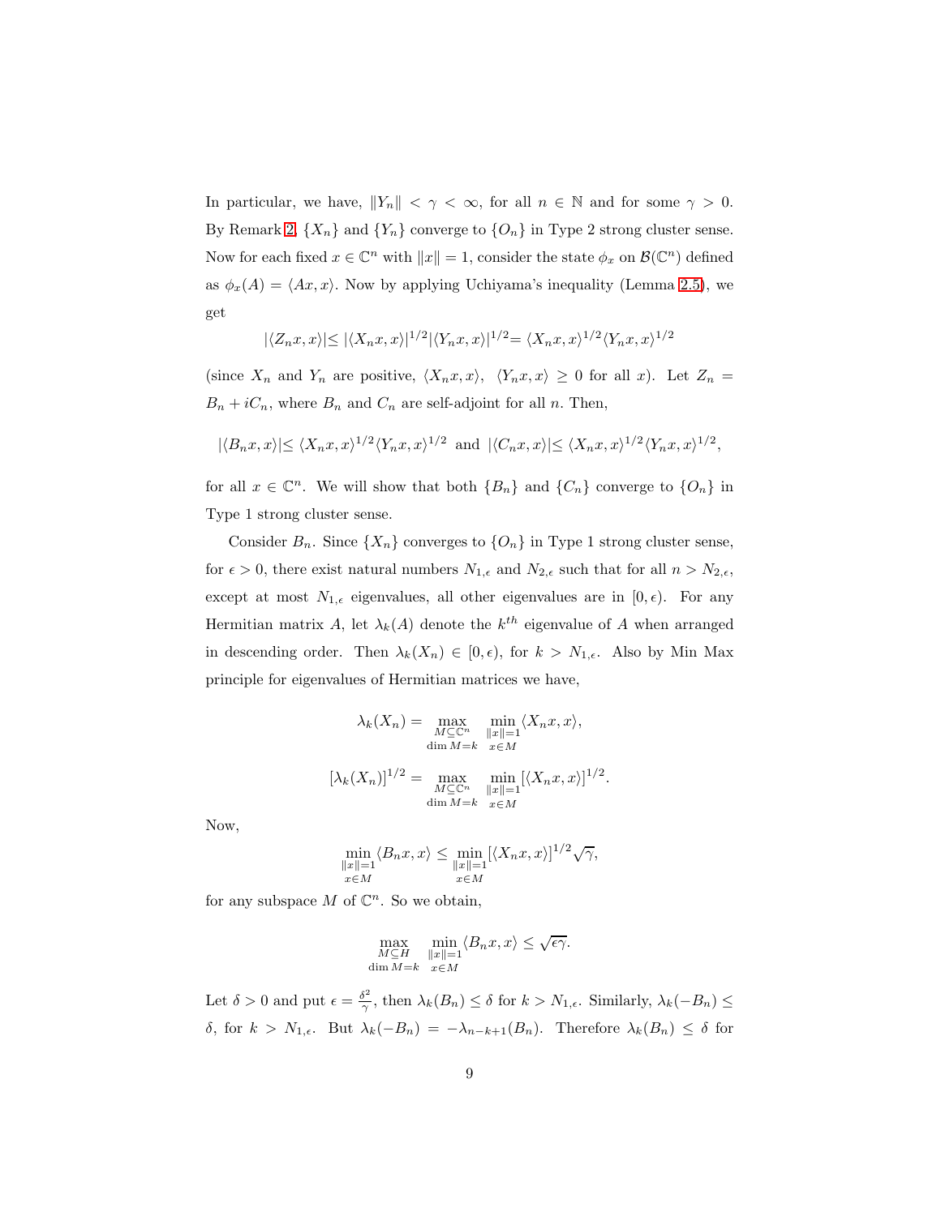In particular, we have, $\|Y_n\| < \gamma < \infty$, for all $n \in \mathbb{N}$ and for some $\gamma > 0$. By Remark 2, $\{X_n\}$ and $\{Y_n\}$ converge to $\{O_n\}$ in Type 2 strong cluster sense. Now for each fixed $x \in \mathbb{C}^n$ with $\|x\| = 1$, consider the state $\phi_x$ on $\mathcal{B}(\mathbb{C}^n)$ defined as $\phi_x(A) = \langle Ax, x \rangle$. Now by applying Uchiyama's inequality (Lemma 2.5), we get

$$|\langle Z_n x, x\rangle| \leq |\langle X_n x, x\rangle|^{1/2} |\langle Y_n x, x\rangle|^{1/2} = \langle X_n x, x\rangle^{1/2} \langle Y_n x, x\rangle^{1/2}$$

(since $X_n$ and $Y_n$ are positive, $\langle X_n x, x\rangle$, $\langle Y_n x, x\rangle \geq 0$ for all $x$). Let $Z_n = B_n + iC_n$, where $B_n$ and $C_n$ are self-adjoint for all $n$. Then,

$$|\langle B_n x, x\rangle| \leq \langle X_n x, x\rangle^{1/2} \langle Y_n x, x\rangle^{1/2} \text{ and } |\langle C_n x, x\rangle| \leq \langle X_n x, x\rangle^{1/2} \langle Y_n x, x\rangle^{1/2},$$

for all $x \in \mathbb{C}^n$. We will show that both $\{B_n\}$ and $\{C_n\}$ converge to $\{O_n\}$ in Type 1 strong cluster sense.

Consider $B_n$. Since $\{X_n\}$ converges to $\{O_n\}$ in Type 1 strong cluster sense, for $\epsilon > 0$, there exist natural numbers $N_{1,\epsilon}$ and $N_{2,\epsilon}$ such that for all $n > N_{2,\epsilon}$, except at most $N_{1,\epsilon}$ eigenvalues, all other eigenvalues are in $[0, \epsilon)$. For any Hermitian matrix $A$, let $\lambda_k(A)$ denote the $k^{th}$ eigenvalue of $A$ when arranged in descending order. Then $\lambda_k(X_n) \in [0, \epsilon)$, for $k > N_{1,\epsilon}$. Also by Min Max principle for eigenvalues of Hermitian matrices we have,

$$\lambda_k(X_n) = \max_{\substack{M \subseteq \mathbb{C}^n \\ \dim M = k}} \min_{\substack{\|x\|=1 \\ x \in M}} \langle X_n x, x\rangle,$$

$$[\lambda_k(X_n)]^{1/2} = \max_{\substack{M \subseteq \mathbb{C}^n \\ \dim M = k}} \min_{\substack{\|x\|=1 \\ x \in M}} [\langle X_n x, x\rangle]^{1/2}.$$

Now,

$$\min_{\substack{\|x\|=1 \\ x \in M}} \langle B_n x, x\rangle \leq \min_{\substack{\|x\|=1 \\ x \in M}} [\langle X_n x, x\rangle]^{1/2} \sqrt{\gamma},$$

for any subspace $M$ of $\mathbb{C}^n$. So we obtain,

$$\max_{\substack{M \subseteq H \\ \dim M = k}} \min_{\substack{\|x\|=1 \\ x \in M}} \langle B_n x, x\rangle \leq \sqrt{\epsilon\gamma}.$$

Let $\delta > 0$ and put $\epsilon = \frac{\delta^2}{\gamma}$, then $\lambda_k(B_n) \leq \delta$ for $k > N_{1,\epsilon}$. Similarly, $\lambda_k(-B_n) \leq \delta$, for $k > N_{1,\epsilon}$. But $\lambda_k(-B_n) = -\lambda_{n-k+1}(B_n)$. Therefore $\lambda_k(B_n) \leq \delta$ for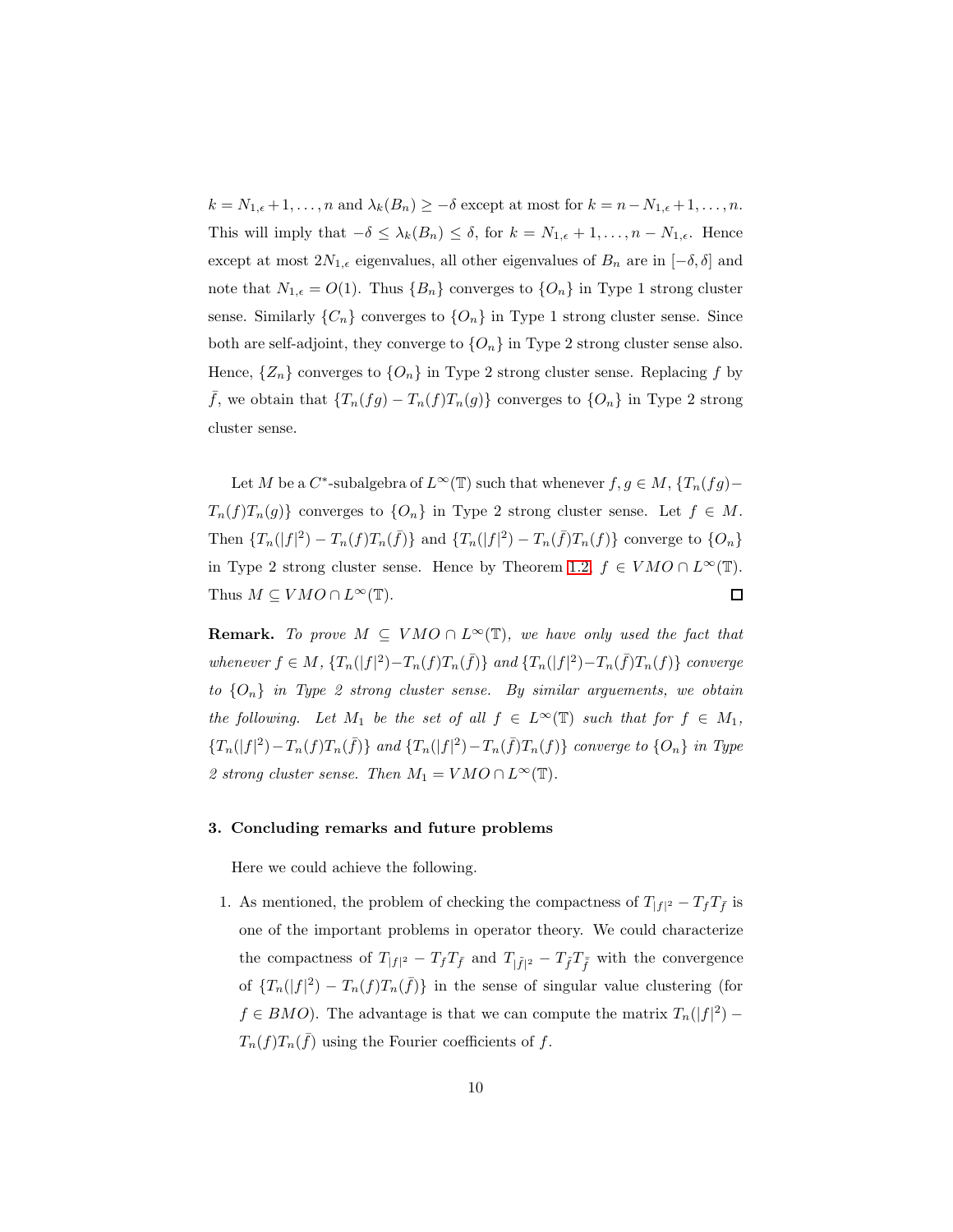$k = N_{1,\epsilon}+1,\ldots,n$ and $\lambda_k(B_n) \geq -\delta$ except at most for $k = n-N_{1,\epsilon}+1,\ldots,n$. This will imply that $-\delta \leq \lambda_k(B_n) \leq \delta$, for $k = N_{1,\epsilon}+1,\ldots,n-N_{1,\epsilon}$. Hence except at most $2N_{1,\epsilon}$ eigenvalues, all other eigenvalues of $B_n$ are in $[-\delta,\delta]$ and note that $N_{1,\epsilon} = O(1)$. Thus $\{B_n\}$ converges to $\{O_n\}$ in Type 1 strong cluster sense. Similarly $\{C_n\}$ converges to $\{O_n\}$ in Type 1 strong cluster sense. Since both are self-adjoint, they converge to $\{O_n\}$ in Type 2 strong cluster sense also. Hence, $\{Z_n\}$ converges to $\{O_n\}$ in Type 2 strong cluster sense. Replacing $f$ by $\bar{f}$, we obtain that $\{T_n(fg)-T_n(f)T_n(g)\}$ converges to $\{O_n\}$ in Type 2 strong cluster sense.

Let $M$ be a $C^*$-subalgebra of $L^\infty(\mathbb{T})$ such that whenever $f,g \in M$, $\{T_n(fg)-T_n(f)T_n(g)\}$ converges to $\{O_n\}$ in Type 2 strong cluster sense. Let $f \in M$. Then $\{T_n(|f|^2)-T_n(f)T_n(\bar{f})\}$ and $\{T_n(|f|^2)-T_n(\bar{f})T_n(f)\}$ converge to $\{O_n\}$ in Type 2 strong cluster sense. Hence by Theorem 1.2, $f \in VMO \cap L^\infty(\mathbb{T})$. Thus $M \subseteq VMO \cap L^\infty(\mathbb{T})$. □

**Remark.** *To prove $M \subseteq VMO \cap L^\infty(\mathbb{T})$, we have only used the fact that whenever $f \in M$, $\{T_n(|f|^2)-T_n(f)T_n(\bar{f})\}$ and $\{T_n(|f|^2)-T_n(\bar{f})T_n(f)\}$ converge to $\{O_n\}$ in Type 2 strong cluster sense. By similar arguements, we obtain the following. Let $M_1$ be the set of all $f \in L^\infty(\mathbb{T})$ such that for $f \in M_1$, $\{T_n(|f|^2)-T_n(f)T_n(\bar{f})\}$ and $\{T_n(|f|^2)-T_n(\bar{f})T_n(f)\}$ converge to $\{O_n\}$ in Type 2 strong cluster sense. Then $M_1 = VMO \cap L^\infty(\mathbb{T})$.*

## 3. Concluding remarks and future problems

Here we could achieve the following.

1. As mentioned, the problem of checking the compactness of $T_{|f|^2} - T_f T_{\bar{f}}$ is one of the important problems in operator theory. We could characterize the compactness of $T_{|f|^2} - T_f T_{\bar{f}}$ and $T_{|\bar{f}|^2} - T_{\bar{f}} T_{\bar{\bar{f}}}$ with the convergence of $\{T_n(|f|^2) - T_n(f)T_n(\bar{f})\}$ in the sense of singular value clustering (for $f \in BMO$). The advantage is that we can compute the matrix $T_n(|f|^2) - T_n(f)T_n(\bar{f})$ using the Fourier coefficients of $f$.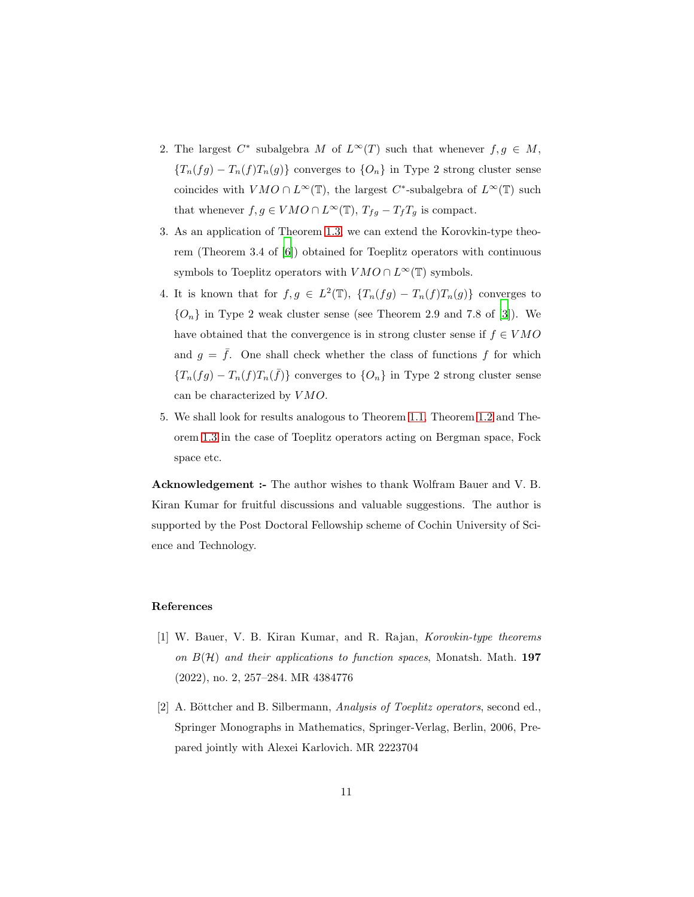2. The largest $C^*$ subalgebra $M$ of $L^\infty(T)$ such that whenever $f, g \in M$, $\{T_n(fg) - T_n(f)T_n(g)\}$ converges to $\{O_n\}$ in Type 2 strong cluster sense coincides with $VMO \cap L^\infty(\mathbb{T})$, the largest $C^*$-subalgebra of $L^\infty(\mathbb{T})$ such that whenever $f, g \in VMO \cap L^\infty(\mathbb{T})$, $T_{fg} - T_f T_g$ is compact.

3. As an application of Theorem 1.3, we can extend the Korovkin-type theorem (Theorem 3.4 of [6]) obtained for Toeplitz operators with continuous symbols to Toeplitz operators with $VMO \cap L^\infty(\mathbb{T})$ symbols.

4. It is known that for $f, g \in L^2(\mathbb{T})$, $\{T_n(fg) - T_n(f)T_n(g)\}$ converges to $\{O_n\}$ in Type 2 weak cluster sense (see Theorem 2.9 and 7.8 of [3]). We have obtained that the convergence is in strong cluster sense if $f \in VMO$ and $g = \bar{f}$. One shall check whether the class of functions $f$ for which $\{T_n(fg) - T_n(f)T_n(\bar{f})\}$ converges to $\{O_n\}$ in Type 2 strong cluster sense can be characterized by $VMO$.

5. We shall look for results analogous to Theorem 1.1, Theorem 1.2 and Theorem 1.3 in the case of Toeplitz operators acting on Bergman space, Fock space etc.

**Acknowledgement :-** The author wishes to thank Wolfram Bauer and V. B. Kiran Kumar for fruitful discussions and valuable suggestions. The author is supported by the Post Doctoral Fellowship scheme of Cochin University of Science and Technology.

## References

[1] W. Bauer, V. B. Kiran Kumar, and R. Rajan, *Korovkin-type theorems on $B(\mathcal{H})$ and their applications to function spaces*, Monatsh. Math. **197** (2022), no. 2, 257–284. MR 4384776

[2] A. Böttcher and B. Silbermann, *Analysis of Toeplitz operators*, second ed., Springer Monographs in Mathematics, Springer-Verlag, Berlin, 2006, Prepared jointly with Alexei Karlovich. MR 2223704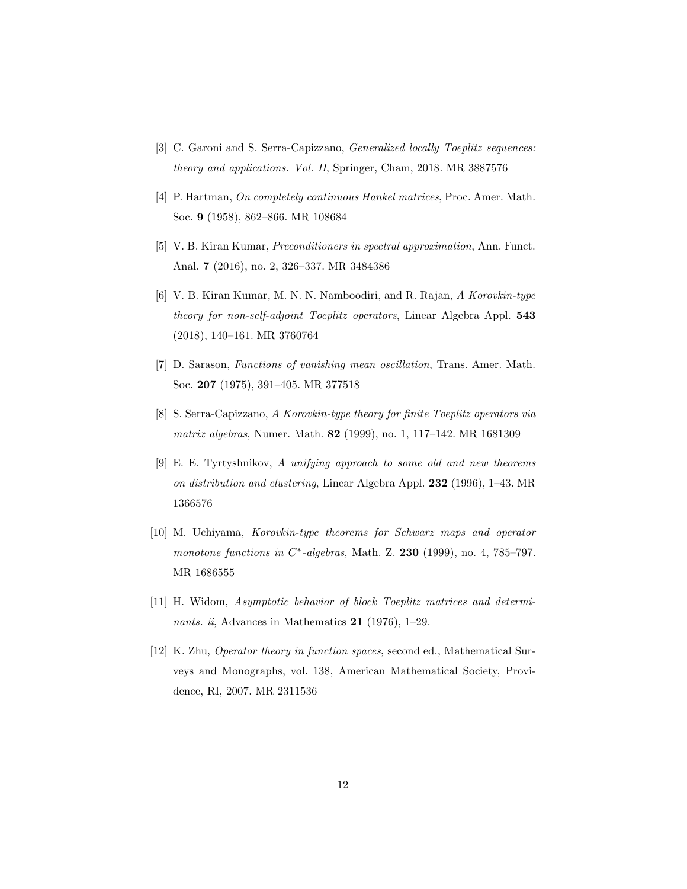[3] C. Garoni and S. Serra-Capizzano, *Generalized locally Toeplitz sequences: theory and applications. Vol. II*, Springer, Cham, 2018. MR 3887576

[4] P. Hartman, *On completely continuous Hankel matrices*, Proc. Amer. Math. Soc. **9** (1958), 862–866. MR 108684

[5] V. B. Kiran Kumar, *Preconditioners in spectral approximation*, Ann. Funct. Anal. **7** (2016), no. 2, 326–337. MR 3484386

[6] V. B. Kiran Kumar, M. N. N. Namboodiri, and R. Rajan, *A Korovkin-type theory for non-self-adjoint Toeplitz operators*, Linear Algebra Appl. **543** (2018), 140–161. MR 3760764

[7] D. Sarason, *Functions of vanishing mean oscillation*, Trans. Amer. Math. Soc. **207** (1975), 391–405. MR 377518

[8] S. Serra-Capizzano, *A Korovkin-type theory for finite Toeplitz operators via matrix algebras*, Numer. Math. **82** (1999), no. 1, 117–142. MR 1681309

[9] E. E. Tyrtyshnikov, *A unifying approach to some old and new theorems on distribution and clustering*, Linear Algebra Appl. **232** (1996), 1–43. MR 1366576

[10] M. Uchiyama, *Korovkin-type theorems for Schwarz maps and operator monotone functions in $C^*$-algebras*, Math. Z. **230** (1999), no. 4, 785–797. MR 1686555

[11] H. Widom, *Asymptotic behavior of block Toeplitz matrices and determinants. ii*, Advances in Mathematics **21** (1976), 1–29.

[12] K. Zhu, *Operator theory in function spaces*, second ed., Mathematical Surveys and Monographs, vol. 138, American Mathematical Society, Providence, RI, 2007. MR 2311536